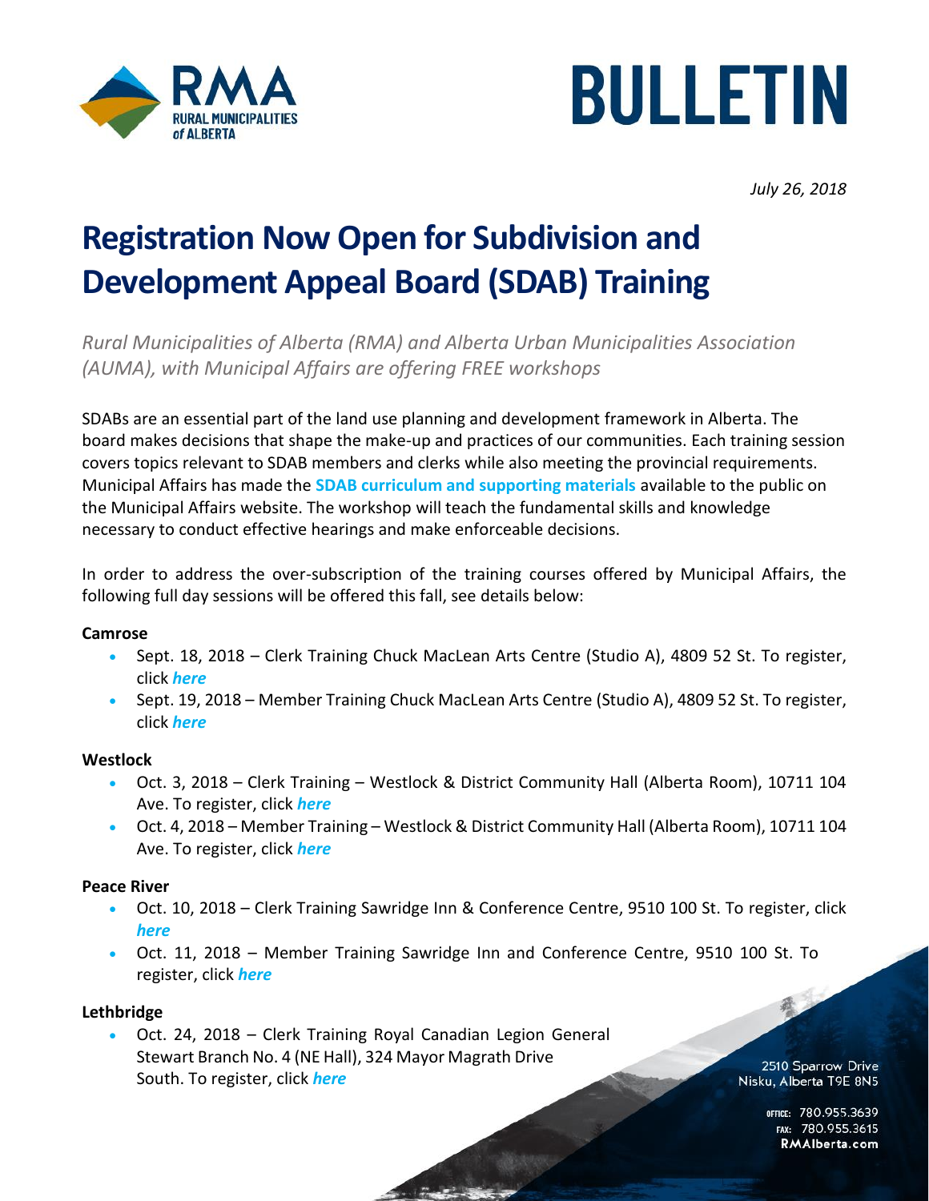# BULLETIN

*July 26, 2018*

# Registration Now Open for Subdivision and Development Appeal Board (SDAB) Training

*Rural Municipalities of Alberta (RMA) and Alberta Urban Municipalities Association (AUMA), with Municipal Affairs are offering FREE workshops*

SDABs are an essential part of the land use planning and development framework in Alberta. The board makes decisions that shape the make-up and practices of our communities. Each training session covers topics relevant to SDAB members and clerks while also meeting the provincial requirements. Municipal Affairs has made the **SDAB curriculum and supporting materials** available to the public on the Municipal Affairs website. The workshop will teach the fundamental skills and knowledge necessary to conduct effective hearings and make enforceable decisions.

In order to address the over-subscription of the training courses offered by Municipal Affairs, the following full day sessions will be offered this fall, see details below:

**Camrose**

- Sept. 18, 2018 – Clerk Training Chuck MacLean Arts Centre (Studio A), 4809 52 St. To register, click ***here***
- Sept. 19, 2018 – Member Training Chuck MacLean Arts Centre (Studio A), 4809 52 St. To register, click ***here***

**Westlock**

- Oct. 3, 2018 – Clerk Training – Westlock & District Community Hall (Alberta Room), 10711 104 Ave. To register, click ***here***
- Oct. 4, 2018 – Member Training – Westlock & District Community Hall (Alberta Room), 10711 104 Ave. To register, click ***here***

**Peace River**

- Oct. 10, 2018 – Clerk Training Sawridge Inn & Conference Centre, 9510 100 St. To register, click ***here***
- Oct. 11, 2018 – Member Training Sawridge Inn and Conference Centre, 9510 100 St. To register, click ***here***

**Lethbridge**

- Oct. 24, 2018 – Clerk Training Royal Canadian Legion General Stewart Branch No. 4 (NE Hall), 324 Mayor Magrath Drive South. To register, click ***here***

2510 Sparrow Drive
Nisku, Alberta T9E 8N5

OFFICE: 780.955.3639
FAX: 780.955.3615
RMAlberta.com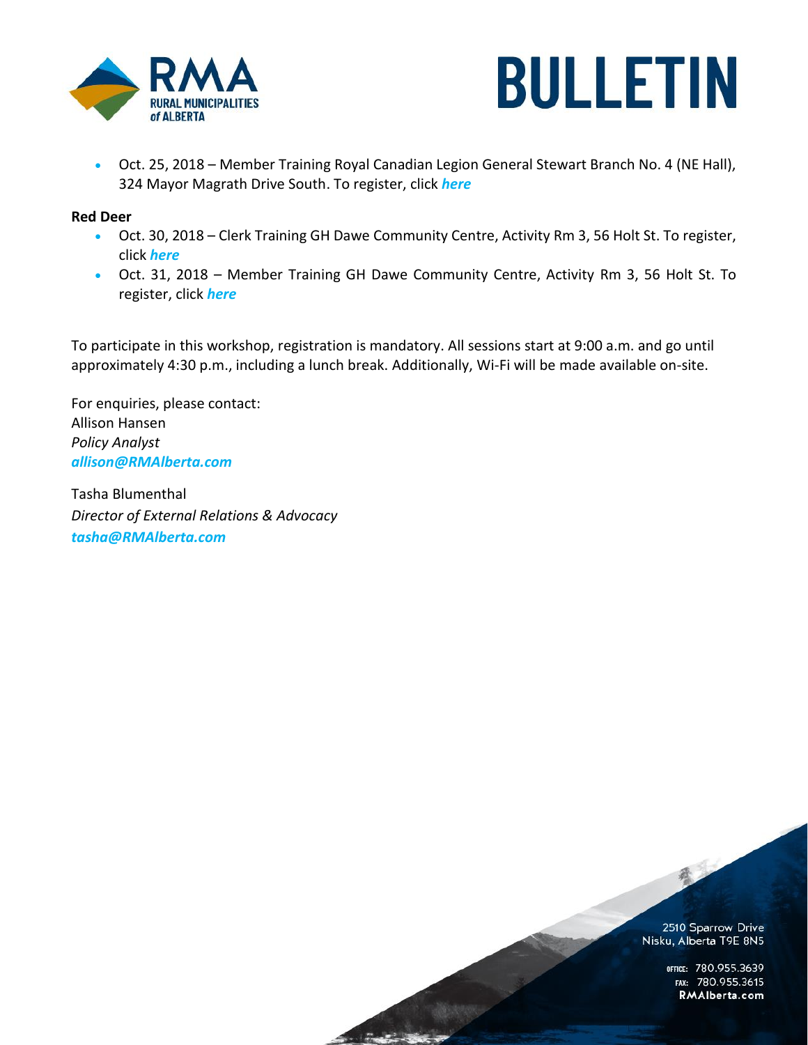- Oct. 25, 2018 – Member Training Royal Canadian Legion General Stewart Branch No. 4 (NE Hall), 324 Mayor Magrath Drive South. To register, click ***here***

**Red Deer**

- Oct. 30, 2018 – Clerk Training GH Dawe Community Centre, Activity Rm 3, 56 Holt St. To register, click ***here***
- Oct. 31, 2018 – Member Training GH Dawe Community Centre, Activity Rm 3, 56 Holt St. To register, click ***here***

To participate in this workshop, registration is mandatory. All sessions start at 9:00 a.m. and go until approximately 4:30 p.m., including a lunch break. Additionally, Wi-Fi will be made available on-site.

For enquiries, please contact:
Allison Hansen
*Policy Analyst*
***allison@RMAlberta.com***

Tasha Blumenthal
*Director of External Relations & Advocacy*
***tasha@RMAlberta.com***